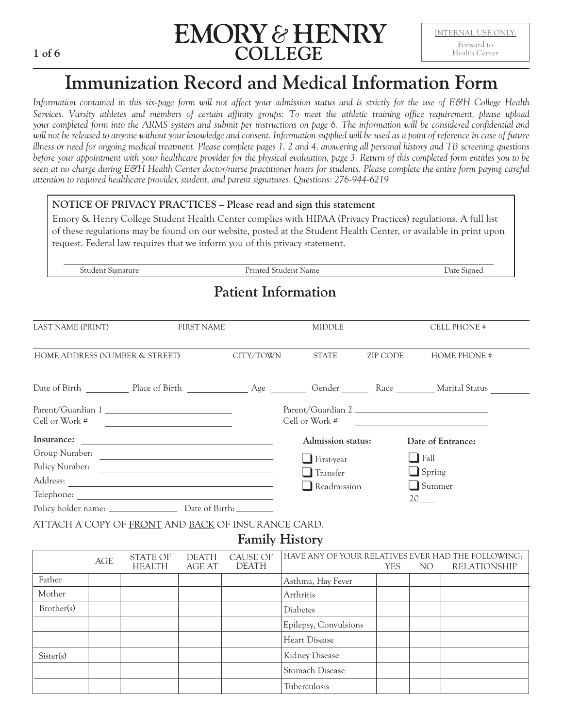**EMORY & HENRY COLLEGE**

INTERNAL USE ONLY:
Forward to Health Center

# Immunization Record and Medical Information Form

*Information contained in this six-page form will not affect your admission status and is strictly for the use of E&H College Health Services. Varsity athletes and members of certain affinity groups: To meet the athletic training office requirement, please upload your completed form into the ARMS system and submit per instructions on page 6. The information will be considered confidential and will not be released to anyone without your knowledge and consent. Information supplied will be used as a point of reference in case of future illness or need for ongoing medical treatment. Please complete pages 1, 2 and 4, answering all personal history and TB screening questions before your appointment with your healthcare provider for the physical evaluation, page 3. Return of this completed form entitles you to be seen at no charge during E&H Health Center doctor/nurse practitioner hours for students. Please complete the entire form paying careful attention to required healthcare provider, student, and parent signatures. Questions: 276-944-6219*

**NOTICE OF PRIVACY PRACTICES – Please read and sign this statement**

Emory & Henry College Student Health Center complies with HIPAA (Privacy Practices) regulations. A full list of these regulations may be found on our website, posted at the Student Health Center, or available in print upon request. Federal law requires that we inform you of this privacy statement.

Student Signature ____________ Printed Student Name ____________ Date Signed ____________

## Patient Information

LAST NAME (PRINT) ____________ FIRST NAME ____________ MIDDLE ____________ CELL PHONE # ____________

HOME ADDRESS (NUMBER & STREET) ____________ CITY/TOWN ____________ STATE ____________ ZIP CODE ____________ HOME PHONE # ____________

Date of Birth ________ Place of Birth ________ Age ________ Gender ________ Race ________ Marital Status ________

Parent/Guardian 1 ____________
Cell or Work # ____________

Parent/Guardian 2 ____________
Cell or Work # ____________

**Insurance:** ____________
Group Number: ____________
Policy Number: ____________
Address: ____________
Telephone: ____________
Policy holder name: ____________ Date of Birth: ____________

**Admission status:**
- ❑ First-year
- ❑ Transfer
- ❑ Readmission

**Date of Entrance:**
- ❑ Fall
- ❑ Spring
- ❑ Summer

20____

ATTACH A COPY OF FRONT AND BACK OF INSURANCE CARD.

## Family History

| | AGE | STATE OF HEALTH | DEATH AGE AT | CAUSE OF DEATH | HAVE ANY OF YOUR RELATIVES EVER HAD THE FOLLOWING: | YES | NO | RELATIONSHIP |
|---|---|---|---|---|---|---|---|---|
| Father | | | | | Asthma, Hay Fever | | | |
| Mother | | | | | Arthritis | | | |
| Brother(s) | | | | | Diabetes | | | |
| | | | | | Epilepsy, Convulsions | | | |
| | | | | | Heart Disease | | | |
| Sister(s) | | | | | Kidney Disease | | | |
| | | | | | Stomach Disease | | | |
| | | | | | Tuberculosis | | | |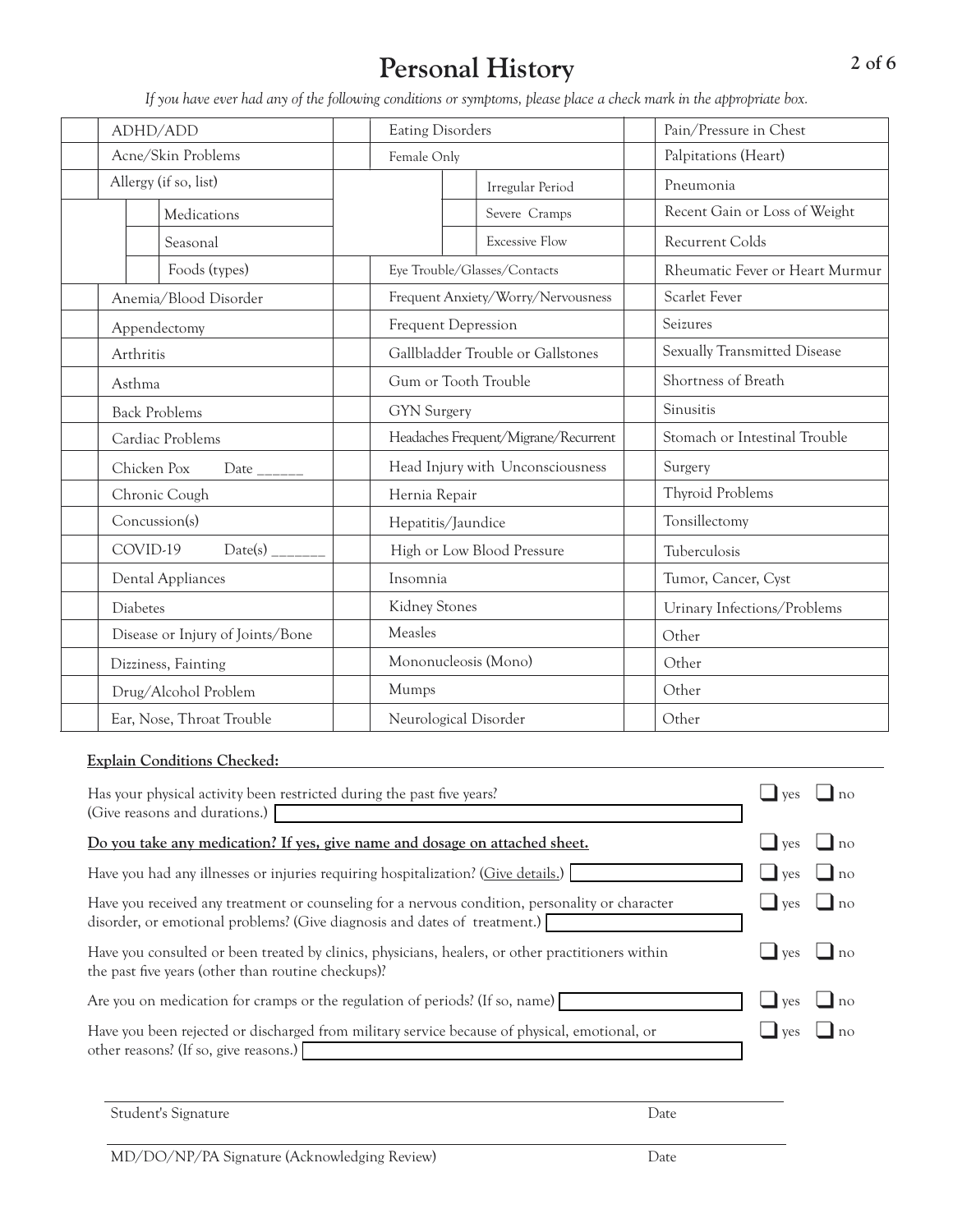# Personal History

*If you have ever had any of the following conditions or symptoms, please place a check mark in the appropriate box.*

| | | | | | |
|---|---|---|---|---|---|
| | ADHD/ADD | | Eating Disorders | | Pain/Pressure in Chest |
| | Acne/Skin Problems | | Female Only | | Palpitations (Heart) |
| | Allergy (if so, list) | | Irregular Period | | Pneumonia |
| | Medications | | Severe Cramps | | Recent Gain or Loss of Weight |
| | Seasonal | | Excessive Flow | | Recurrent Colds |
| | Foods (types) | | Eye Trouble/Glasses/Contacts | | Rheumatic Fever or Heart Murmur |
| | Anemia/Blood Disorder | | Frequent Anxiety/Worry/Nervousness | | Scarlet Fever |
| | Appendectomy | | Frequent Depression | | Seizures |
| | Arthritis | | Gallbladder Trouble or Gallstones | | Sexually Transmitted Disease |
| | Asthma | | Gum or Tooth Trouble | | Shortness of Breath |
| | Back Problems | | GYN Surgery | | Sinusitis |
| | Cardiac Problems | | Headaches Frequent/Migrane/Recurrent | | Stomach or Intestinal Trouble |
| | Chicken Pox Date ______ | | Head Injury with Unconsciousness | | Surgery |
| | Chronic Cough | | Hernia Repair | | Thyroid Problems |
| | Concussion(s) | | Hepatitis/Jaundice | | Tonsillectomy |
| | COVID-19 Date(s) _______ | | High or Low Blood Pressure | | Tuberculosis |
| | Dental Appliances | | Insomnia | | Tumor, Cancer, Cyst |
| | Diabetes | | Kidney Stones | | Urinary Infections/Problems |
| | Disease or Injury of Joints/Bone | | Measles | | Other |
| | Dizziness, Fainting | | Mononucleosis (Mono) | | Other |
| | Drug/Alcohol Problem | | Mumps | | Other |
| | Ear, Nose, Throat Trouble | | Neurological Disorder | | Other |

**Explain Conditions Checked:** ______________________________

Has your physical activity been restricted during the past five years? (Give reasons and durations.) ______ ☐ yes ☐ no

**Do you take any medication? If yes, give name and dosage on attached sheet.** ☐ yes ☐ no

Have you had any illnesses or injuries requiring hospitalization? (Give details.) ______ ☐ yes ☐ no

Have you received any treatment or counseling for a nervous condition, personality or character disorder, or emotional problems? (Give diagnosis and dates of treatment.) ______ ☐ yes ☐ no

Have you consulted or been treated by clinics, physicians, healers, or other practitioners within the past five years (other than routine checkups)? ☐ yes ☐ no

Are you on medication for cramps or the regulation of periods? (If so, name) ______ ☐ yes ☐ no

Have you been rejected or discharged from military service because of physical, emotional, or other reasons? (If so, give reasons.) ______ ☐ yes ☐ no

______________________________
Student's Signature Date

______________________________
MD/DO/NP/PA Signature (Acknowledging Review) Date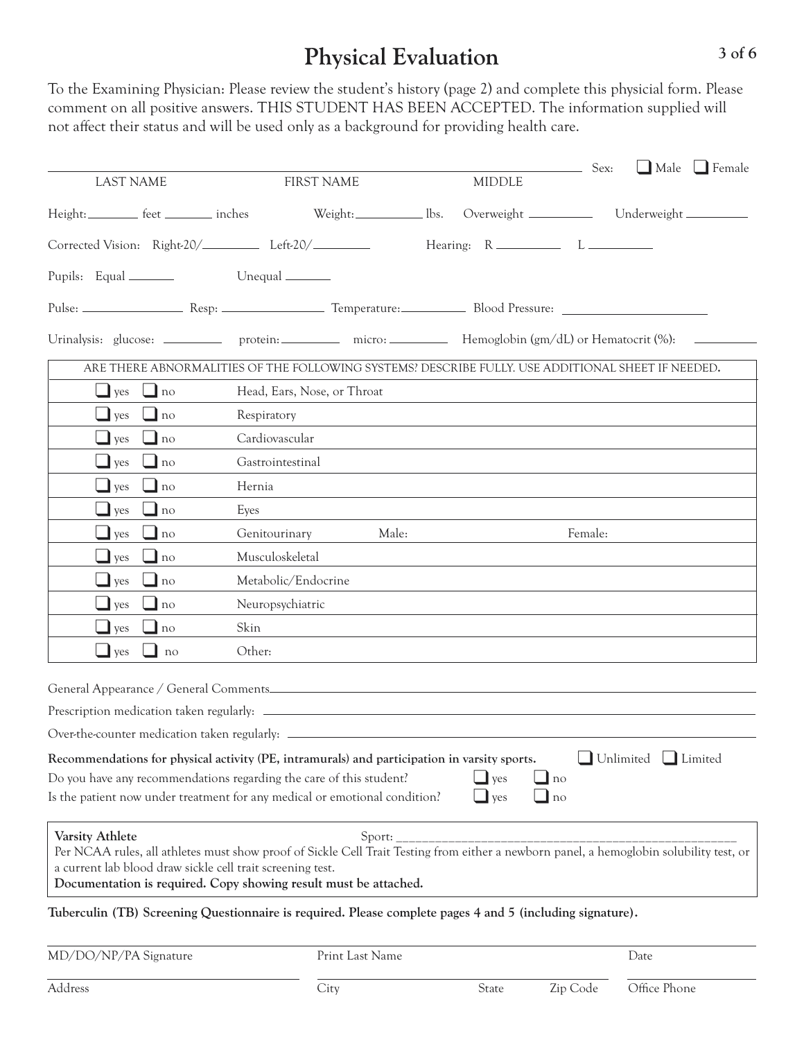# Physical Evaluation

To the Examining Physician: Please review the student's history (page 2) and complete this physicial form. Please comment on all positive answers. THIS STUDENT HAS BEEN ACCEPTED. The information supplied will not affect their status and will be used only as a background for providing health care.

LAST NAME ______ FIRST NAME ______ MIDDLE ______ Sex: ❑ Male ❑ Female

Height: ______ feet ______ inches Weight: ______ lbs. Overweight ______ Underweight ______

Corrected Vision: Right-20/______ Left-20/______ Hearing: R ______ L ______

Pupils: Equal ______ Unequal ______

Pulse: ______ Resp: ______ Temperature: ______ Blood Pressure: ______

Urinalysis: glucose: ______ protein: ______ micro: ______ Hemoglobin (gm/dL) or Hematocrit (%): ______

| ARE THERE ABNORMALITIES OF THE FOLLOWING SYSTEMS? DESCRIBE FULLY. USE ADDITIONAL SHEET IF NEEDED. | |
|---|---|
| ❑ yes ❑ no | Head, Ears, Nose, or Throat |
| ❑ yes ❑ no | Respiratory |
| ❑ yes ❑ no | Cardiovascular |
| ❑ yes ❑ no | Gastrointestinal |
| ❑ yes ❑ no | Hernia |
| ❑ yes ❑ no | Eyes |
| ❑ yes ❑ no | Genitourinary Male: Female: |
| ❑ yes ❑ no | Musculoskeletal |
| ❑ yes ❑ no | Metabolic/Endocrine |
| ❑ yes ❑ no | Neuropsychiatric |
| ❑ yes ❑ no | Skin |
| ❑ yes ❑ no | Other: |

General Appearance / General Comments ______

Prescription medication taken regularly: ______

Over-the-counter medication taken regularly: ______

**Recommendations for physical activity (PE, intramurals) and participation in varsity sports.** ❑ Unlimited ❑ Limited

Do you have any recommendations regarding the care of this student? ❑ yes ❑ no

Is the patient now under treatment for any medical or emotional condition? ❑ yes ❑ no

**Varsity Athlete** Sport: ______

Per NCAA rules, all athletes must show proof of Sickle Cell Trait Testing from either a newborn panel, a hemoglobin solubility test, or a current lab blood draw sickle cell trait screening test.

**Documentation is required. Copy showing result must be attached.**

**Tuberculin (TB) Screening Questionnaire is required. Please complete pages 4 and 5 (including signature).**

MD/DO/NP/PA Signature ______ Print Last Name ______ Date ______

Address ______ City ______ State ______ Zip Code ______ Office Phone ______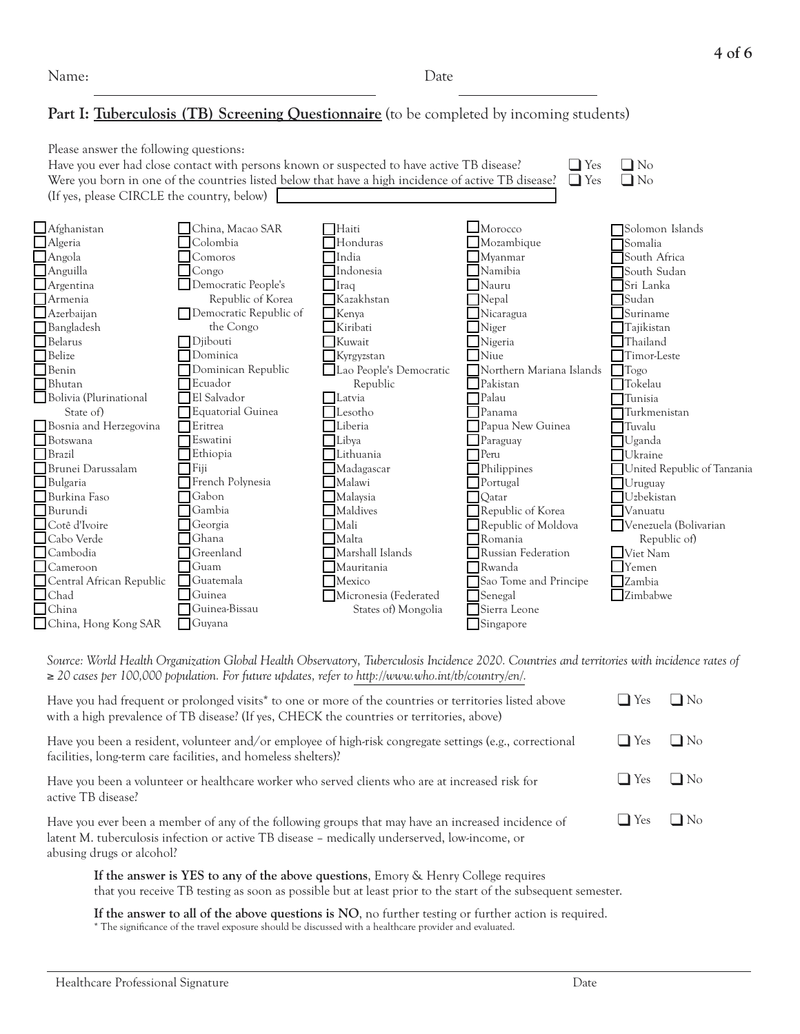Name: ______________________ Date ______________

## Part I: **Tuberculosis (TB) Screening Questionnaire** (to be completed by incoming students)

Please answer the following questions:

Have you ever had close contact with persons known or suspected to have active TB disease? ☐ Yes ☐ No

Were you born in one of the countries listed below that have a high incidence of active TB disease? ☐ Yes ☐ No

(If yes, please CIRCLE the country, below) ☐

| | | | | |
|---|---|---|---|---|
| ☐ Afghanistan | ☐ China, Macao SAR | ☐ Haiti | ☐ Morocco | ☐ Solomon Islands |
| ☐ Algeria | ☐ Colombia | ☐ Honduras | ☐ Mozambique | ☐ Somalia |
| ☐ Angola | ☐ Comoros | ☐ India | ☐ Myanmar | ☐ South Africa |
| ☐ Anguilla | ☐ Congo | ☐ Indonesia | ☐ Namibia | ☐ South Sudan |
| ☐ Argentina | ☐ Democratic People's Republic of Korea | ☐ Iraq | ☐ Nauru | ☐ Sri Lanka |
| ☐ Armenia | ☐ Democratic Republic of the Congo | ☐ Kazakhstan | ☐ Nepal | ☐ Sudan |
| ☐ Azerbaijan | ☐ Djibouti | ☐ Kenya | ☐ Nicaragua | ☐ Suriname |
| ☐ Bangladesh | ☐ Dominica | ☐ Kiribati | ☐ Niger | ☐ Tajikistan |
| ☐ Belarus | ☐ Dominican Republic | ☐ Kuwait | ☐ Nigeria | ☐ Thailand |
| ☐ Belize | ☐ Ecuador | ☐ Kyrgyzstan | ☐ Niue | ☐ Timor-Leste |
| ☐ Benin | ☐ El Salvador | ☐ Lao People's Democratic Republic | ☐ Northern Mariana Islands | ☐ Togo |
| ☐ Bhutan | ☐ Equatorial Guinea | ☐ Latvia | ☐ Pakistan | ☐ Tokelau |
| ☐ Bolivia (Plurinational State of) | ☐ Eritrea | ☐ Lesotho | ☐ Palau | ☐ Tunisia |
| ☐ Bosnia and Herzegovina | ☐ Eswatini | ☐ Liberia | ☐ Panama | ☐ Turkmenistan |
| ☐ Botswana | ☐ Ethiopia | ☐ Libya | ☐ Papua New Guinea | ☐ Tuvalu |
| ☐ Brazil | ☐ Fiji | ☐ Lithuania | ☐ Paraguay | ☐ Uganda |
| ☐ Brunei Darussalam | ☐ French Polynesia | ☐ Madagascar | ☐ Peru | ☐ Ukraine |
| ☐ Bulgaria | ☐ Gabon | ☐ Malawi | ☐ Philippines | ☐ United Republic of Tanzania |
| ☐ Burkina Faso | ☐ Gambia | ☐ Malaysia | ☐ Portugal | ☐ Uruguay |
| ☐ Burundi | ☐ Georgia | ☐ Maldives | ☐ Qatar | ☐ Uzbekistan |
| ☐ Cotê d'Ivoire | ☐ Ghana | ☐ Mali | ☐ Republic of Korea | ☐ Vanuatu |
| ☐ Cabo Verde | ☐ Greenland | ☐ Malta | ☐ Republic of Moldova | ☐ Venezuela (Bolivarian Republic of) |
| ☐ Cambodia | ☐ Guam | ☐ Marshall Islands | ☐ Romania | ☐ Viet Nam |
| ☐ Cameroon | ☐ Guatemala | ☐ Mauritania | ☐ Russian Federation | ☐ Yemen |
| ☐ Central African Republic | ☐ Guinea | ☐ Mexico | ☐ Rwanda | ☐ Zambia |
| ☐ Chad | ☐ Guinea-Bissau | ☐ Micronesia (Federated States of) Mongolia | ☐ Sao Tome and Principe | ☐ Zimbabwe |
| ☐ China | ☐ Guyana | | ☐ Senegal | |
| ☐ China, Hong Kong SAR | | | ☐ Sierra Leone | |
| | | | ☐ Singapore | |

*Source: World Health Organization Global Health Observatory, Tuberculosis Incidence 2020. Countries and territories with incidence rates of ≥ 20 cases per 100,000 population. For future updates, refer to http://www.who.int/tb/country/en/.*

Have you had frequent or prolonged visits* to one or more of the countries or territories listed above with a high prevalence of TB disease? (If yes, CHECK the countries or territories, above) ☐ Yes ☐ No

Have you been a resident, volunteer and/or employee of high-risk congregate settings (e.g., correctional facilities, long-term care facilities, and homeless shelters)? ☐ Yes ☐ No

Have you been a volunteer or healthcare worker who served clients who are at increased risk for active TB disease? ☐ Yes ☐ No

Have you ever been a member of any of the following groups that may have an increased incidence of latent M. tuberculosis infection or active TB disease – medically underserved, low-income, or abusing drugs or alcohol? ☐ Yes ☐ No

**If the answer is YES to any of the above questions**, Emory & Henry College requires that you receive TB testing as soon as possible but at least prior to the start of the subsequent semester.

**If the answer to all of the above questions is NO**, no further testing or further action is required.

* The significance of the travel exposure should be discussed with a healthcare provider and evaluated.

Healthcare Professional Signature ______________________ Date ______________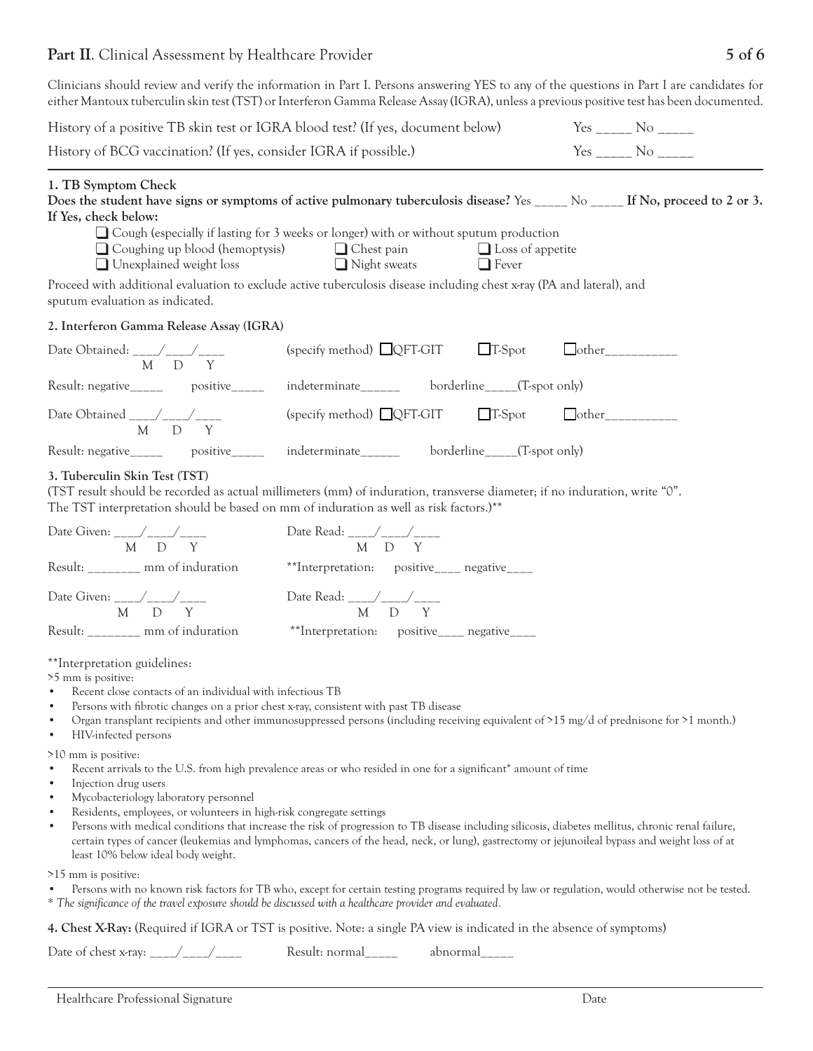## Part II. Clinical Assessment by Healthcare Provider

Clinicians should review and verify the information in Part I. Persons answering YES to any of the questions in Part I are candidates for either Mantoux tuberculin skin test (TST) or Interferon Gamma Release Assay (IGRA), unless a previous positive test has been documented.

History of a positive TB skin test or IGRA blood test? (If yes, document below) Yes _____ No _____

History of BCG vaccination? (If yes, consider IGRA if possible.) Yes _____ No _____

### 1. TB Symptom Check

**Does the student have signs or symptoms of active pulmonary tuberculosis disease?** Yes _____ No _____ **If No, proceed to 2 or 3. If Yes, check below:**

- ☐ Cough (especially if lasting for 3 weeks or longer) with or without sputum production
- ☐ Coughing up blood (hemoptysis)
- ☐ Chest pain
- ☐ Loss of appetite
- ☐ Unexplained weight loss
- ☐ Night sweats
- ☐ Fever

Proceed with additional evaluation to exclude active tuberculosis disease including chest x-ray (PA and lateral), and sputum evaluation as indicated.

### 2. Interferon Gamma Release Assay (IGRA)

Date Obtained: ____/____/____ (M D Y) (specify method) ☐QFT-GIT ☐T-Spot ☐other__________

Result: negative_____ positive_____ indeterminate______ borderline_____(T-spot only)

Date Obtained ____/____/____ (M D Y) (specify method) ☐QFT-GIT ☐T-Spot ☐other__________

Result: negative_____ positive_____ indeterminate______ borderline_____(T-spot only)

### 3. Tuberculin Skin Test (TST)

(TST result should be recorded as actual millimeters (mm) of induration, transverse diameter; if no induration, write "0". The TST interpretation should be based on mm of induration as well as risk factors.)**

Date Given: ____/____/____ (M D Y) Date Read: ____/____/____ (M D Y)

Result: ________ mm of induration **Interpretation: positive____ negative____

Date Given: ____/____/____ (M D Y) Date Read: ____/____/____ (M D Y)

Result: ________ mm of induration **Interpretation: positive____ negative____

**Interpretation guidelines:

>5 mm is positive:

- Recent close contacts of an individual with infectious TB
- Persons with fibrotic changes on a prior chest x-ray, consistent with past TB disease
- Organ transplant recipients and other immunosuppressed persons (including receiving equivalent of >15 mg/d of prednisone for >1 month.)
- HIV-infected persons

>10 mm is positive:

- Recent arrivals to the U.S. from high prevalence areas or who resided in one for a significant* amount of time
- Injection drug users
- Mycobacteriology laboratory personnel
- Residents, employees, or volunteers in high-risk congregate settings
- Persons with medical conditions that increase the risk of progression to TB disease including silicosis, diabetes mellitus, chronic renal failure, certain types of cancer (leukemias and lymphomas, cancers of the head, neck, or lung), gastrectomy or jejunoileal bypass and weight loss of at least 10% below ideal body weight.

>15 mm is positive:

- Persons with no known risk factors for TB who, except for certain testing programs required by law or regulation, would otherwise not be tested.

\* *The significance of the travel exposure should be discussed with a healthcare provider and evaluated.*

### 4. Chest X-Ray:

(Required if IGRA or TST is positive. Note: a single PA view is indicated in the absence of symptoms)

Date of chest x-ray: ____/____/____ Result: normal_____ abnormal_____

Healthcare Professional Signature Date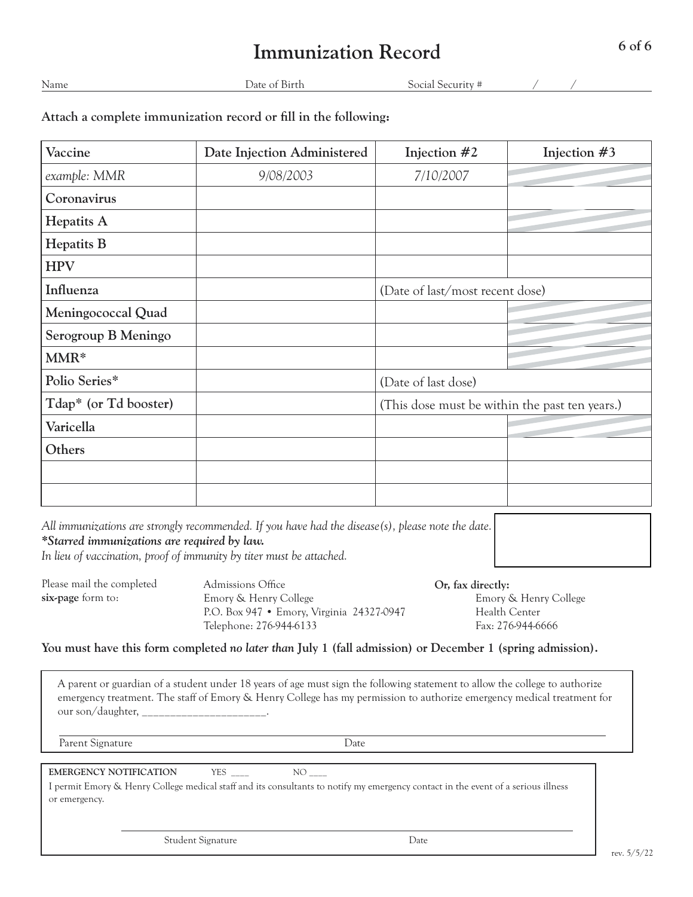# Immunization Record

Name Date of Birth Social Security # / /

**Attach a complete immunization record or fill in the following:**

| Vaccine | Date Injection Administered | Injection #2 | Injection #3 |
|---|---|---|---|
| *example: MMR* | *9/08/2003* | *7/10/2007* | |
| **Coronavirus** | | | |
| **Hepatits A** | | | |
| **Hepatits B** | | | |
| **HPV** | | | |
| **Influenza** | | (Date of last/most recent dose) | |
| **Meningococcal Quad** | | | |
| **Serogroup B Meningo** | | | |
| **MMR*** | | | |
| **Polio Series*** | | (Date of last dose) | |
| **Tdap* (or Td booster)** | | (This dose must be within the past ten years.) | |
| **Varicella** | | | |
| **Others** | | | |
| | | | |
| | | | |

*All immunizations are strongly recommended. If you have had the disease(s), please note the date.*
***Starred immunizations are required by law.***
*In lieu of vaccination, proof of immunity by titer must be attached.*

Please mail the completed **six-page** form to:

Admissions Office
Emory & Henry College
P.O. Box 947 • Emory, Virginia 24327-0947
Telephone: 276-944-6133

**Or, fax directly:**
Emory & Henry College
Health Center
Fax: 276-944-6666

**You must have this form completed *no later than* July 1 (fall admission) or December 1 (spring admission).**

A parent or guardian of a student under 18 years of age must sign the following statement to allow the college to authorize emergency treatment. The staff of Emory & Henry College has my permission to authorize emergency medical treatment for our son/daughter, ______________________.

Parent Signature Date

**EMERGENCY NOTIFICATION** YES ____ NO ____

I permit Emory & Henry College medical staff and its consultants to notify my emergency contact in the event of a serious illness or emergency.

Student Signature Date

rev. 5/5/22